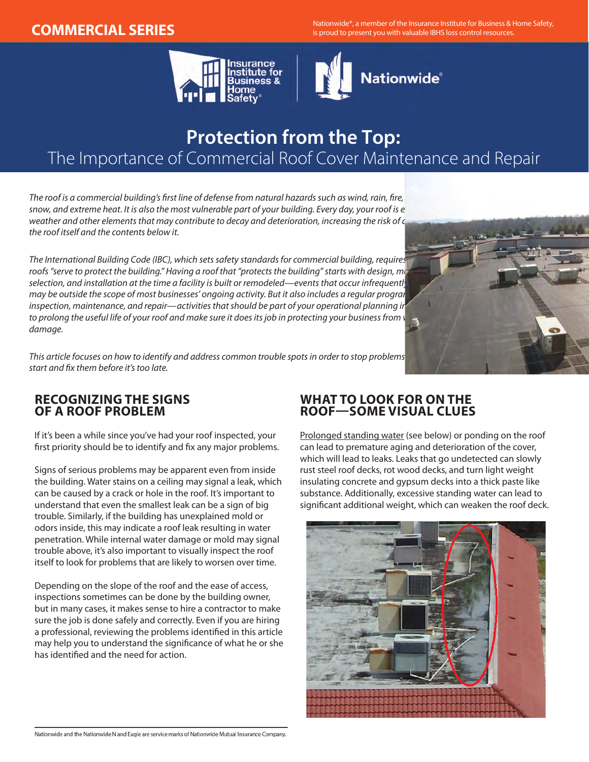COMMERCIAL SERIES

Nationwide®, a member of the Insurance Institute for Business & Home Safety, is proud to present you with valuable IBHS loss control resources.

# Protection from the Top:

## The Importance of Commercial Roof Cover Maintenance and Repair

*The roof is a commercial building's first line of defense from natural hazards such as wind, rain, fire, snow, and extreme heat. It is also the most vulnerable part of your building. Every day, your roof is e weather and other elements that may contribute to decay and deterioration, increasing the risk of d the roof itself and the contents below it.*

*The International Building Code (IBC), which sets safety standards for commercial building, requires roofs "serve to protect the building." Having a roof that "protects the building" starts with design, m selection, and installation at the time a facility is built or remodeled—events that occur infrequentl may be outside the scope of most businesses' ongoing activity. But it also includes a regular progra inspection, maintenance, and repair—activities that should be part of your operational planning i to prolong the useful life of your roof and make sure it does its job in protecting your business from damage.*

*This article focuses on how to identify and address common trouble spots in order to stop problems start and fix them before it's too late.*

## RECOGNIZING THE SIGNS OF A ROOF PROBLEM

If it's been a while since you've had your roof inspected, your first priority should be to identify and fix any major problems.

Signs of serious problems may be apparent even from inside the building. Water stains on a ceiling may signal a leak, which can be caused by a crack or hole in the roof. It's important to understand that even the smallest leak can be a sign of big trouble. Similarly, if the building has unexplained mold or odors inside, this may indicate a roof leak resulting in water penetration. While internal water damage or mold may signal trouble above, it's also important to visually inspect the roof itself to look for problems that are likely to worsen over time.

Depending on the slope of the roof and the ease of access, inspections sometimes can be done by the building owner, but in many cases, it makes sense to hire a contractor to make sure the job is done safely and correctly. Even if you are hiring a professional, reviewing the problems identified in this article may help you to understand the significance of what he or she has identified and the need for action.

## WHAT TO LOOK FOR ON THE ROOF—SOME VISUAL CLUES

Prolonged standing water (see below) or ponding on the roof can lead to premature aging and deterioration of the cover, which will lead to leaks. Leaks that go undetected can slowly rust steel roof decks, rot wood decks, and turn light weight insulating concrete and gypsum decks into a thick paste like substance. Additionally, excessive standing water can lead to significant additional weight, which can weaken the roof deck.

Nationwide and the Nationwide N and Eagle are service marks of Nationwide Mutual Insurance Company.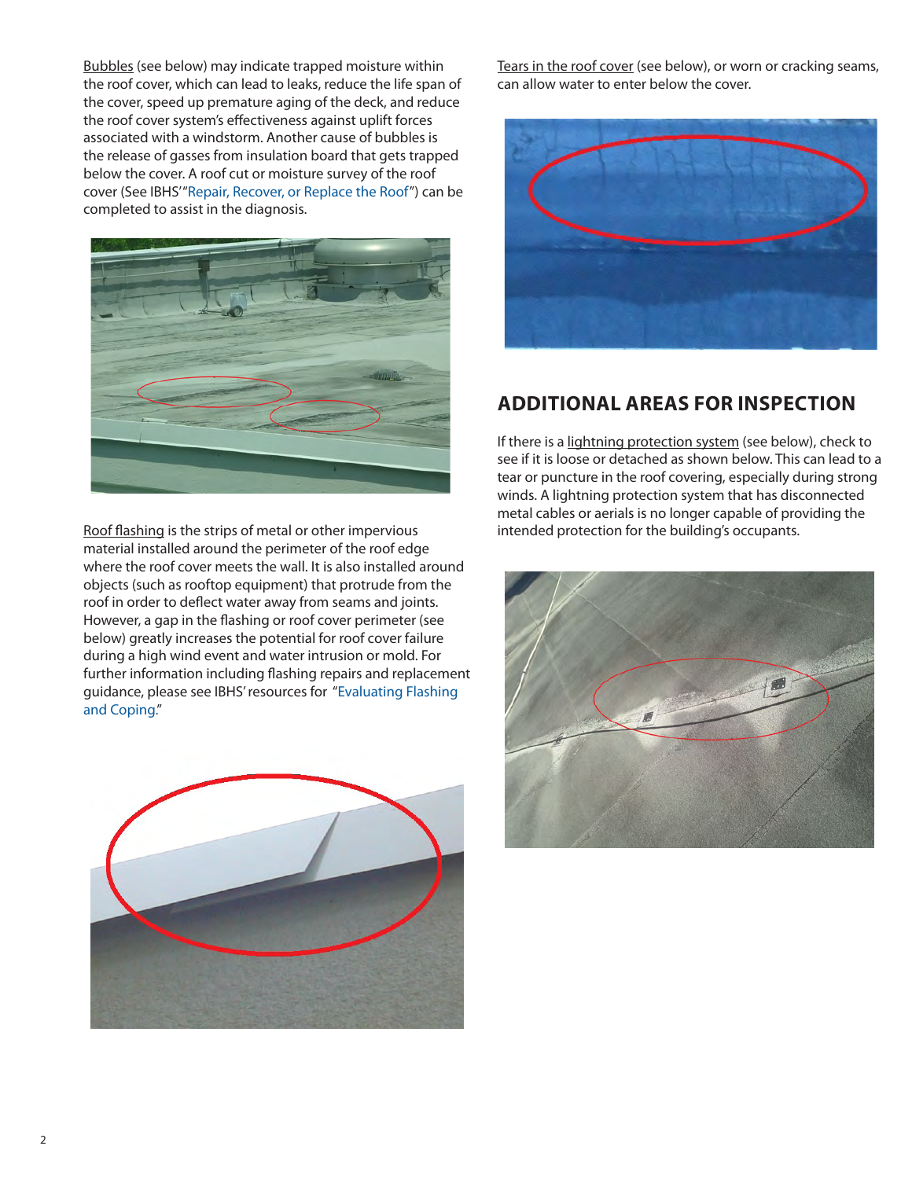Bubbles (see below) may indicate trapped moisture within the roof cover, which can lead to leaks, reduce the life span of the cover, speed up premature aging of the deck, and reduce the roof cover system's effectiveness against uplift forces associated with a windstorm. Another cause of bubbles is the release of gasses from insulation board that gets trapped below the cover. A roof cut or moisture survey of the roof cover (See IBHS' "Repair, Recover, or Replace the Roof") can be completed to assist in the diagnosis.

Roof flashing is the strips of metal or other impervious material installed around the perimeter of the roof edge where the roof cover meets the wall. It is also installed around objects (such as rooftop equipment) that protrude from the roof in order to deflect water away from seams and joints. However, a gap in the flashing or roof cover perimeter (see below) greatly increases the potential for roof cover failure during a high wind event and water intrusion or mold. For further information including flashing repairs and replacement guidance, please see IBHS' resources for "Evaluating Flashing and Coping."

Tears in the roof cover (see below), or worn or cracking seams, can allow water to enter below the cover.

## ADDITIONAL AREAS FOR INSPECTION

If there is a lightning protection system (see below), check to see if it is loose or detached as shown below. This can lead to a tear or puncture in the roof covering, especially during strong winds. A lightning protection system that has disconnected metal cables or aerials is no longer capable of providing the intended protection for the building's occupants.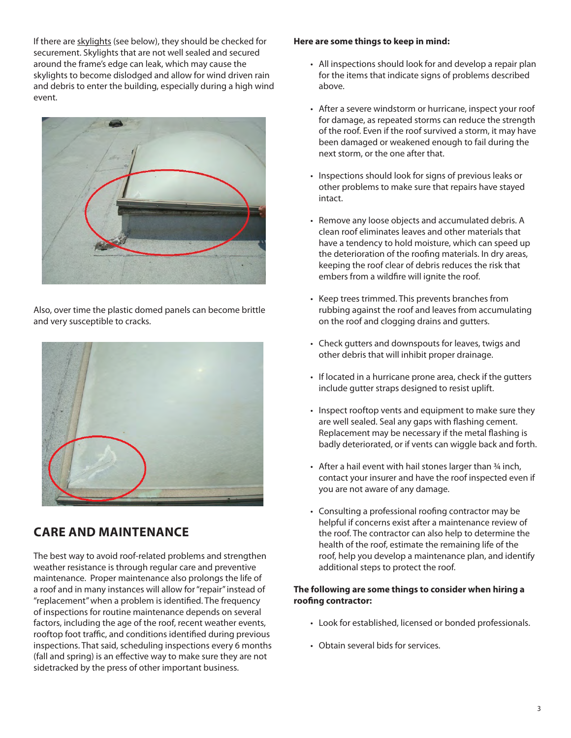If there are skylights (see below), they should be checked for securement. Skylights that are not well sealed and secured around the frame's edge can leak, which may cause the skylights to become dislodged and allow for wind driven rain and debris to enter the building, especially during a high wind event.

Also, over time the plastic domed panels can become brittle and very susceptible to cracks.

## CARE AND MAINTENANCE

The best way to avoid roof-related problems and strengthen weather resistance is through regular care and preventive maintenance. Proper maintenance also prolongs the life of a roof and in many instances will allow for "repair" instead of "replacement" when a problem is identified. The frequency of inspections for routine maintenance depends on several factors, including the age of the roof, recent weather events, rooftop foot traffic, and conditions identified during previous inspections. That said, scheduling inspections every 6 months (fall and spring) is an effective way to make sure they are not sidetracked by the press of other important business.

**Here are some things to keep in mind:**

- All inspections should look for and develop a repair plan for the items that indicate signs of problems described above.
- After a severe windstorm or hurricane, inspect your roof for damage, as repeated storms can reduce the strength of the roof. Even if the roof survived a storm, it may have been damaged or weakened enough to fail during the next storm, or the one after that.
- Inspections should look for signs of previous leaks or other problems to make sure that repairs have stayed intact.
- Remove any loose objects and accumulated debris. A clean roof eliminates leaves and other materials that have a tendency to hold moisture, which can speed up the deterioration of the roofing materials. In dry areas, keeping the roof clear of debris reduces the risk that embers from a wildfire will ignite the roof.
- Keep trees trimmed. This prevents branches from rubbing against the roof and leaves from accumulating on the roof and clogging drains and gutters.
- Check gutters and downspouts for leaves, twigs and other debris that will inhibit proper drainage.
- If located in a hurricane prone area, check if the gutters include gutter straps designed to resist uplift.
- Inspect rooftop vents and equipment to make sure they are well sealed. Seal any gaps with flashing cement. Replacement may be necessary if the metal flashing is badly deteriorated, or if vents can wiggle back and forth.
- After a hail event with hail stones larger than ¾ inch, contact your insurer and have the roof inspected even if you are not aware of any damage.
- Consulting a professional roofing contractor may be helpful if concerns exist after a maintenance review of the roof. The contractor can also help to determine the health of the roof, estimate the remaining life of the roof, help you develop a maintenance plan, and identify additional steps to protect the roof.

**The following are some things to consider when hiring a roofing contractor:**

- Look for established, licensed or bonded professionals.
- Obtain several bids for services.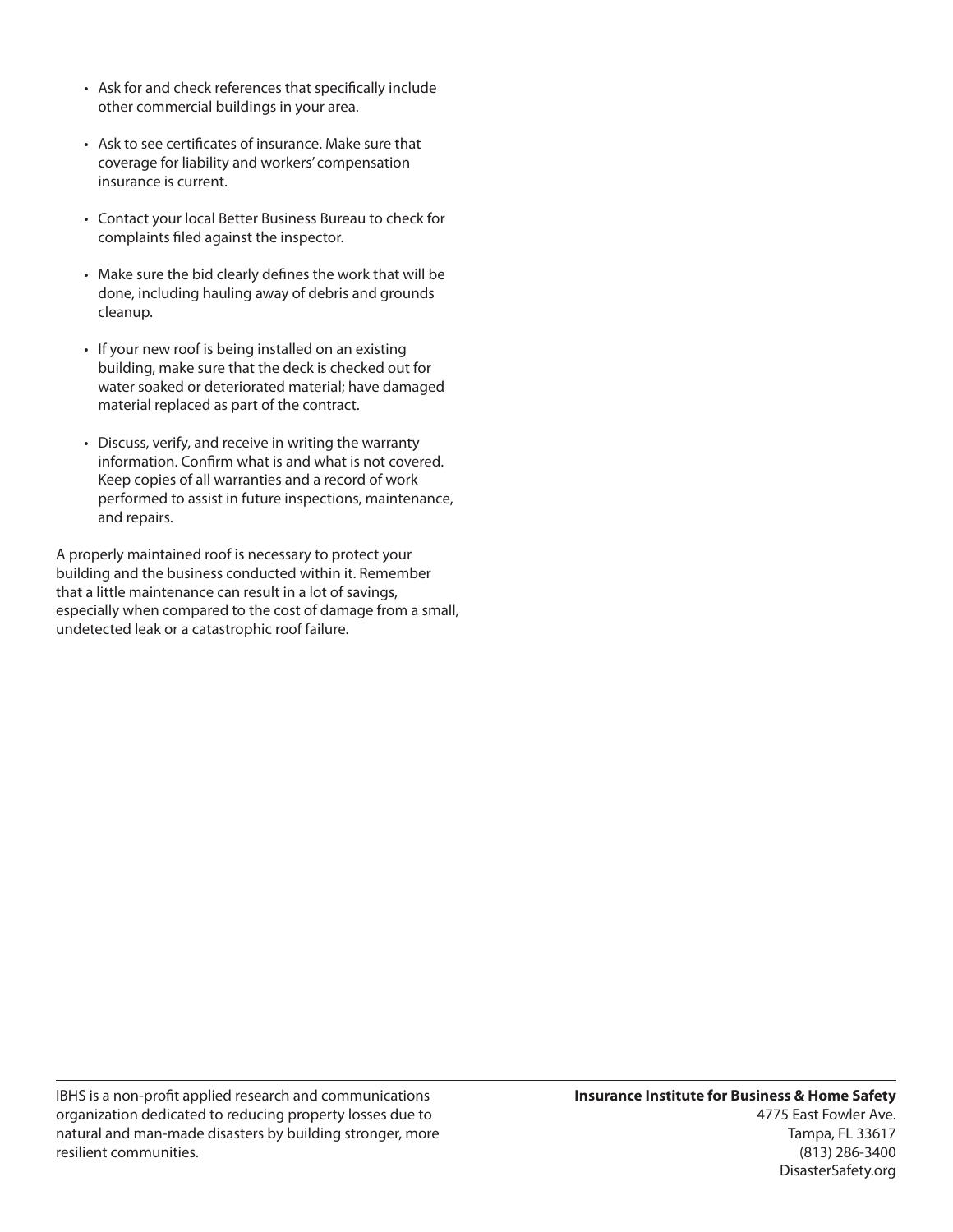- Ask for and check references that specifically include other commercial buildings in your area.
- Ask to see certificates of insurance. Make sure that coverage for liability and workers' compensation insurance is current.
- Contact your local Better Business Bureau to check for complaints filed against the inspector.
- Make sure the bid clearly defines the work that will be done, including hauling away of debris and grounds cleanup.
- If your new roof is being installed on an existing building, make sure that the deck is checked out for water soaked or deteriorated material; have damaged material replaced as part of the contract.
- Discuss, verify, and receive in writing the warranty information. Confirm what is and what is not covered. Keep copies of all warranties and a record of work performed to assist in future inspections, maintenance, and repairs.

A properly maintained roof is necessary to protect your building and the business conducted within it. Remember that a little maintenance can result in a lot of savings, especially when compared to the cost of damage from a small, undetected leak or a catastrophic roof failure.

---

IBHS is a non-profit applied research and communications organization dedicated to reducing property losses due to natural and man-made disasters by building stronger, more resilient communities.

**Insurance Institute for Business & Home Safety**
4775 East Fowler Ave.
Tampa, FL 33617
(813) 286-3400
DisasterSafety.org